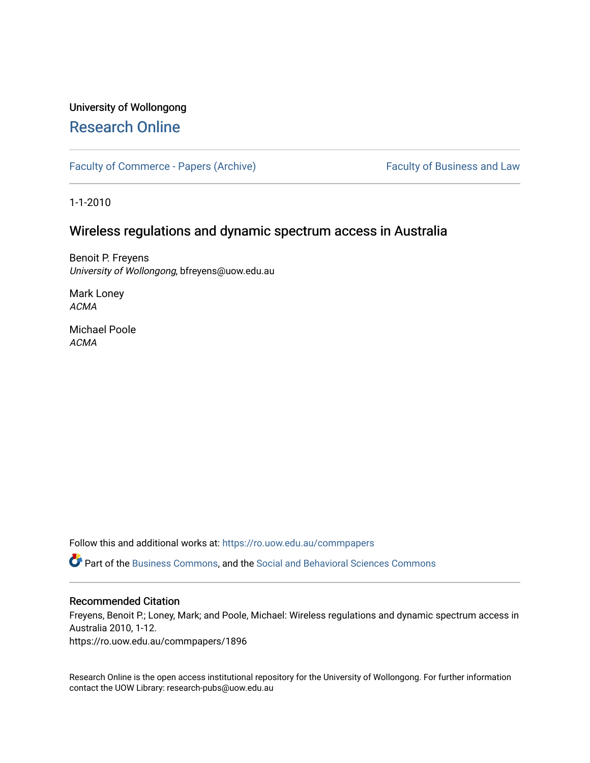University of Wollongong

# Research Online

Faculty of Commerce - Papers (Archive) | Faculty of Business and Law

1-1-2010

## Wireless regulations and dynamic spectrum access in Australia

Benoit P. Freyens
*University of Wollongong*, bfreyens@uow.edu.au

Mark Loney
*ACMA*

Michael Poole
*ACMA*

Follow this and additional works at: https://ro.uow.edu.au/commpapers

Part of the Business Commons, and the Social and Behavioral Sciences Commons

### Recommended Citation

Freyens, Benoit P.; Loney, Mark; and Poole, Michael: Wireless regulations and dynamic spectrum access in Australia 2010, 1-12.
https://ro.uow.edu.au/commpapers/1896

Research Online is the open access institutional repository for the University of Wollongong. For further information contact the UOW Library: research-pubs@uow.edu.au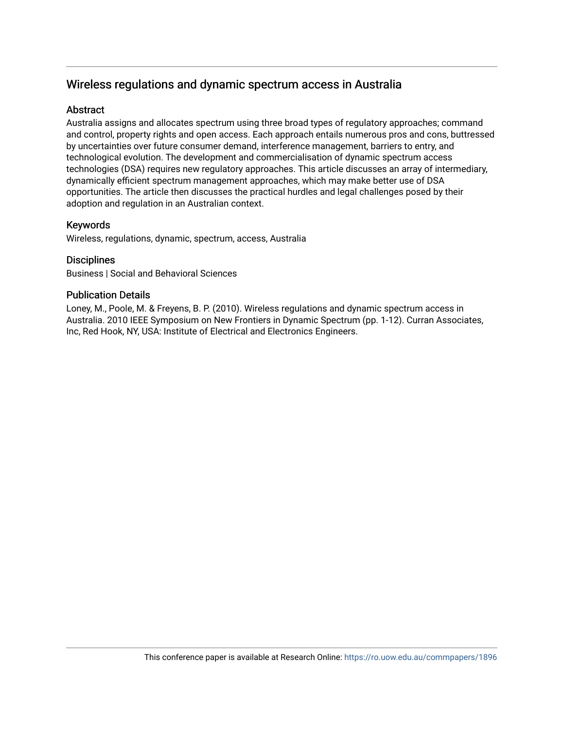## Wireless regulations and dynamic spectrum access in Australia

### Abstract

Australia assigns and allocates spectrum using three broad types of regulatory approaches; command and control, property rights and open access. Each approach entails numerous pros and cons, buttressed by uncertainties over future consumer demand, interference management, barriers to entry, and technological evolution. The development and commercialisation of dynamic spectrum access technologies (DSA) requires new regulatory approaches. This article discusses an array of intermediary, dynamically efficient spectrum management approaches, which may make better use of DSA opportunities. The article then discusses the practical hurdles and legal challenges posed by their adoption and regulation in an Australian context.

### Keywords

Wireless, regulations, dynamic, spectrum, access, Australia

### Disciplines

Business | Social and Behavioral Sciences

### Publication Details

Loney, M., Poole, M. & Freyens, B. P. (2010). Wireless regulations and dynamic spectrum access in Australia. 2010 IEEE Symposium on New Frontiers in Dynamic Spectrum (pp. 1-12). Curran Associates, Inc, Red Hook, NY, USA: Institute of Electrical and Electronics Engineers.

This conference paper is available at Research Online: https://ro.uow.edu.au/commpapers/1896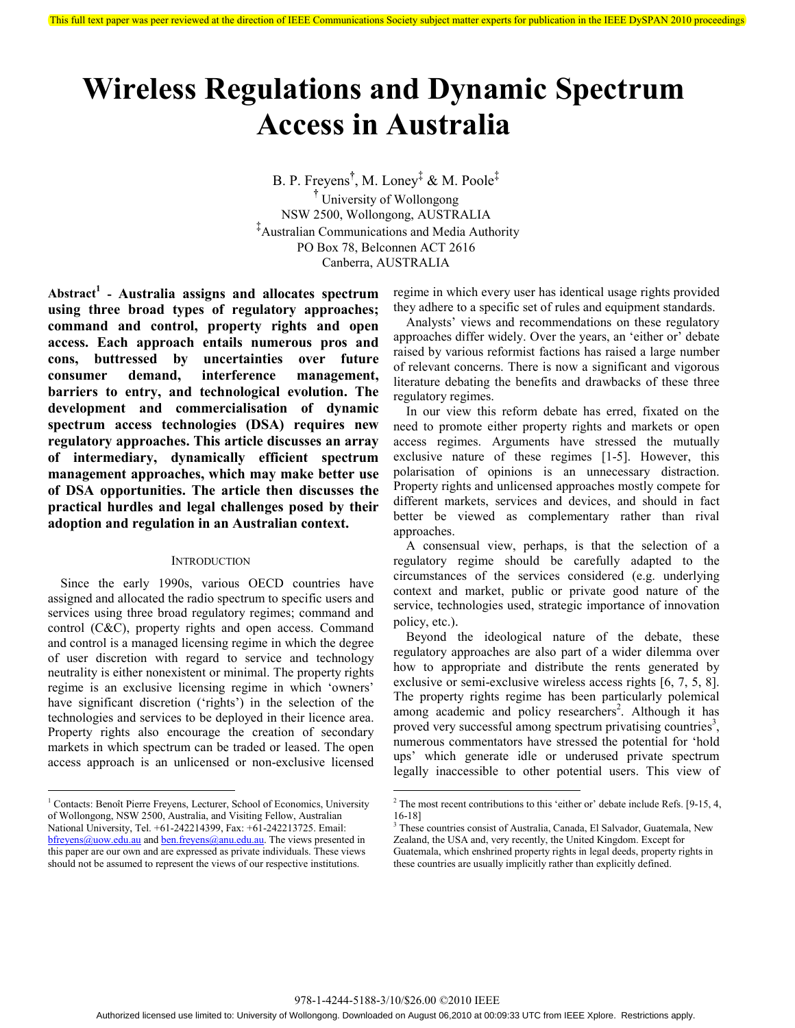# Wireless Regulations and Dynamic Spectrum Access in Australia

B. P. Freyens[†], M. Loney[‡] & M. Poole[‡]

[†] University of Wollongong
NSW 2500, Wollongong, AUSTRALIA

[‡]Australian Communications and Media Authority
PO Box 78, Belconnen ACT 2616
Canberra, AUSTRALIA

**Abstract[1] - Australia assigns and allocates spectrum using three broad types of regulatory approaches; command and control, property rights and open access. Each approach entails numerous pros and cons, buttressed by uncertainties over future consumer demand, interference management, barriers to entry, and technological evolution. The development and commercialisation of dynamic spectrum access technologies (DSA) requires new regulatory approaches. This article discusses an array of intermediary, dynamically efficient spectrum management approaches, which may make better use of DSA opportunities. The article then discusses the practical hurdles and legal challenges posed by their adoption and regulation in an Australian context.**

## INTRODUCTION

Since the early 1990s, various OECD countries have assigned and allocated the radio spectrum to specific users and services using three broad regulatory regimes; command and control (C&C), property rights and open access. Command and control is a managed licensing regime in which the degree of user discretion with regard to service and technology neutrality is either nonexistent or minimal. The property rights regime is an exclusive licensing regime in which 'owners' have significant discretion ('rights') in the selection of the technologies and services to be deployed in their licence area. Property rights also encourage the creation of secondary markets in which spectrum can be traded or leased. The open access approach is an unlicensed or non-exclusive licensed regime in which every user has identical usage rights provided they adhere to a specific set of rules and equipment standards.

Analysts' views and recommendations on these regulatory approaches differ widely. Over the years, an 'either or' debate raised by various reformist factions has raised a large number of relevant concerns. There is now a significant and vigorous literature debating the benefits and drawbacks of these three regulatory regimes.

In our view this reform debate has erred, fixated on the need to promote either property rights and markets or open access regimes. Arguments have stressed the mutually exclusive nature of these regimes [1-5]. However, this polarisation of opinions is an unnecessary distraction. Property rights and unlicensed approaches mostly compete for different markets, services and devices, and should in fact better be viewed as complementary rather than rival approaches.

A consensual view, perhaps, is that the selection of a regulatory regime should be carefully adapted to the circumstances of the services considered (e.g. underlying context and market, public or private good nature of the service, technologies used, strategic importance of innovation policy, etc.).

Beyond the ideological nature of the debate, these regulatory approaches are also part of a wider dilemma over how to appropriate and distribute the rents generated by exclusive or semi-exclusive wireless access rights [6, 7, 5, 8]. The property rights regime has been particularly polemical among academic and policy researchers[2]. Although it has proved very successful among spectrum privatising countries[3], numerous commentators have stressed the potential for 'hold ups' which generate idle or underused private spectrum legally inaccessible to other potential users. This view of

---

[1] Contacts: Benoît Pierre Freyens, Lecturer, School of Economics, University of Wollongong, NSW 2500, Australia, and Visiting Fellow, Australian National University, Tel. +61-242214399, Fax: +61-242213725. Email: bfreyens@uow.edu.au and ben.freyens@anu.edu.au. The views presented in this paper are our own and are expressed as private individuals. These views should not be assumed to represent the views of our respective institutions.

[2] The most recent contributions to this 'either or' debate include Refs. [9-15, 4, 16-18]

[3] These countries consist of Australia, Canada, El Salvador, Guatemala, New Zealand, the USA and, very recently, the United Kingdom. Except for Guatemala, which enshrined property rights in legal deeds, property rights in these countries are usually implicitly rather than explicitly defined.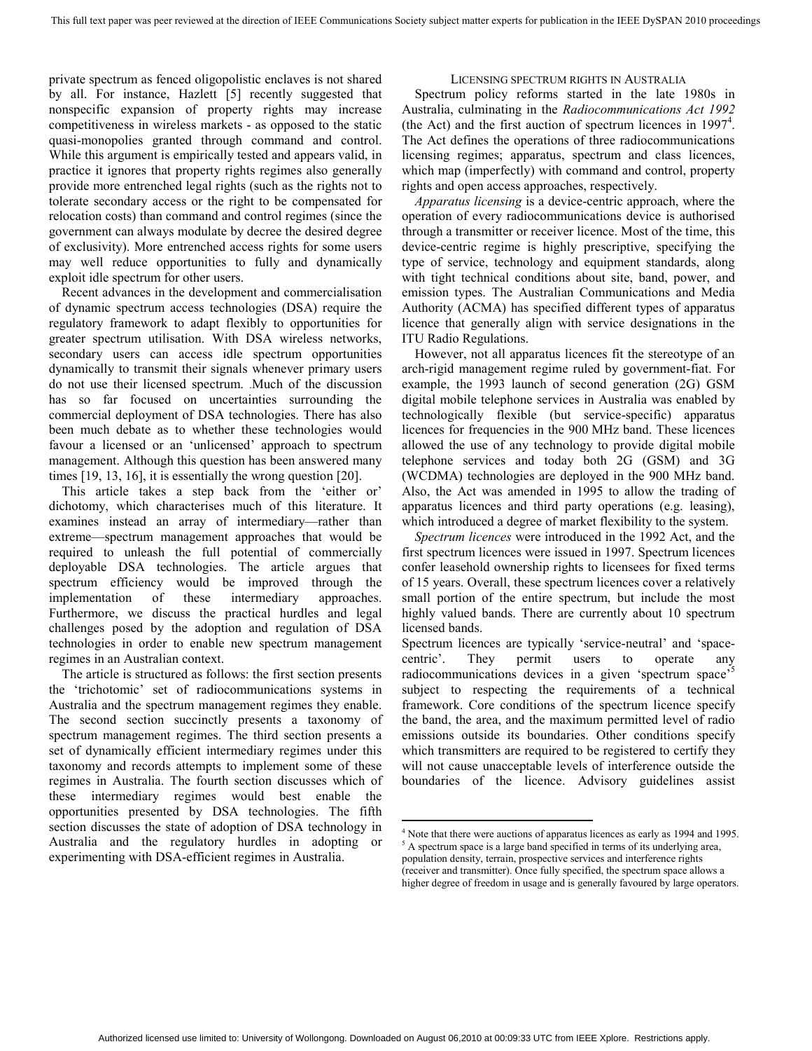private spectrum as fenced oligopolistic enclaves is not shared by all. For instance, Hazlett [5] recently suggested that nonspecific expansion of property rights may increase competitiveness in wireless markets - as opposed to the static quasi-monopolies granted through command and control. While this argument is empirically tested and appears valid, in practice it ignores that property rights regimes also generally provide more entrenched legal rights (such as the rights not to tolerate secondary access or the right to be compensated for relocation costs) than command and control regimes (since the government can always modulate by decree the desired degree of exclusivity). More entrenched access rights for some users may well reduce opportunities to fully and dynamically exploit idle spectrum for other users.

Recent advances in the development and commercialisation of dynamic spectrum access technologies (DSA) require the regulatory framework to adapt flexibly to opportunities for greater spectrum utilisation. With DSA wireless networks, secondary users can access idle spectrum opportunities dynamically to transmit their signals whenever primary users do not use their licensed spectrum. .Much of the discussion has so far focused on uncertainties surrounding the commercial deployment of DSA technologies. There has also been much debate as to whether these technologies would favour a licensed or an 'unlicensed' approach to spectrum management. Although this question has been answered many times [19, 13, 16], it is essentially the wrong question [20].

This article takes a step back from the 'either or' dichotomy, which characterises much of this literature. It examines instead an array of intermediary—rather than extreme—spectrum management approaches that would be required to unleash the full potential of commercially deployable DSA technologies. The article argues that spectrum efficiency would be improved through the implementation of these intermediary approaches. Furthermore, we discuss the practical hurdles and legal challenges posed by the adoption and regulation of DSA technologies in order to enable new spectrum management regimes in an Australian context.

The article is structured as follows: the first section presents the 'trichotomic' set of radiocommunications systems in Australia and the spectrum management regimes they enable. The second section succinctly presents a taxonomy of spectrum management regimes. The third section presents a set of dynamically efficient intermediary regimes under this taxonomy and records attempts to implement some of these regimes in Australia. The fourth section discusses which of these intermediary regimes would best enable the opportunities presented by DSA technologies. The fifth section discusses the state of adoption of DSA technology in Australia and the regulatory hurdles in adopting or experimenting with DSA-efficient regimes in Australia.

## Licensing spectrum rights in Australia

Spectrum policy reforms started in the late 1980s in Australia, culminating in the *Radiocommunications Act 1992* (the Act) and the first auction of spectrum licences in 1997[4]. The Act defines the operations of three radiocommunications licensing regimes; apparatus, spectrum and class licences, which map (imperfectly) with command and control, property rights and open access approaches, respectively.

*Apparatus licensing* is a device-centric approach, where the operation of every radiocommunications device is authorised through a transmitter or receiver licence. Most of the time, this device-centric regime is highly prescriptive, specifying the type of service, technology and equipment standards, along with tight technical conditions about site, band, power, and emission types. The Australian Communications and Media Authority (ACMA) has specified different types of apparatus licence that generally align with service designations in the ITU Radio Regulations.

However, not all apparatus licences fit the stereotype of an arch-rigid management regime ruled by government-fiat. For example, the 1993 launch of second generation (2G) GSM digital mobile telephone services in Australia was enabled by technologically flexible (but service-specific) apparatus licences for frequencies in the 900 MHz band. These licences allowed the use of any technology to provide digital mobile telephone services and today both 2G (GSM) and 3G (WCDMA) technologies are deployed in the 900 MHz band. Also, the Act was amended in 1995 to allow the trading of apparatus licences and third party operations (e.g. leasing), which introduced a degree of market flexibility to the system.

*Spectrum licences* were introduced in the 1992 Act, and the first spectrum licences were issued in 1997. Spectrum licences confer leasehold ownership rights to licensees for fixed terms of 15 years. Overall, these spectrum licences cover a relatively small portion of the entire spectrum, but include the most highly valued bands. There are currently about 10 spectrum licensed bands.

Spectrum licences are typically 'service-neutral' and 'space-centric'. They permit users to operate any radiocommunications devices in a given 'spectrum space'[5] subject to respecting the requirements of a technical framework. Core conditions of the spectrum licence specify the band, the area, and the maximum permitted level of radio emissions outside its boundaries. Other conditions specify which transmitters are required to be registered to certify they will not cause unacceptable levels of interference outside the boundaries of the licence. Advisory guidelines assist

[4] Note that there were auctions of apparatus licences as early as 1994 and 1995.

[5] A spectrum space is a large band specified in terms of its underlying area, population density, terrain, prospective services and interference rights (receiver and transmitter). Once fully specified, the spectrum space allows a higher degree of freedom in usage and is generally favoured by large operators.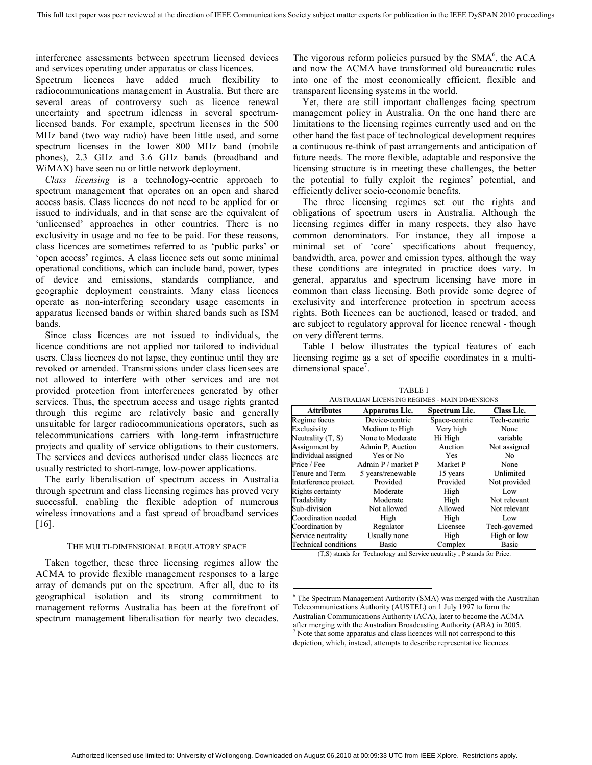interference assessments between spectrum licensed devices and services operating under apparatus or class licences.

Spectrum licences have added much flexibility to radiocommunications management in Australia. But there are several areas of controversy such as licence renewal uncertainty and spectrum idleness in several spectrum-licensed bands. For example, spectrum licenses in the 500 MHz band (two way radio) have been little used, and some spectrum licenses in the lower 800 MHz band (mobile phones), 2.3 GHz and 3.6 GHz bands (broadband and WiMAX) have seen no or little network deployment.

*Class licensing* is a technology-centric approach to spectrum management that operates on an open and shared access basis. Class licences do not need to be applied for or issued to individuals, and in that sense are the equivalent of 'unlicensed' approaches in other countries. There is no exclusivity in usage and no fee to be paid. For these reasons, class licences are sometimes referred to as 'public parks' or 'open access' regimes. A class licence sets out some minimal operational conditions, which can include band, power, types of device and emissions, standards compliance, and geographic deployment constraints. Many class licences operate as non-interfering secondary usage easements in apparatus licensed bands or within shared bands such as ISM bands.

Since class licences are not issued to individuals, the licence conditions are not applied nor tailored to individual users. Class licences do not lapse, they continue until they are revoked or amended. Transmissions under class licensees are not allowed to interfere with other services and are not provided protection from interferences generated by other services. Thus, the spectrum access and usage rights granted through this regime are relatively basic and generally unsuitable for larger radiocommunications operators, such as telecommunications carriers with long-term infrastructure projects and quality of service obligations to their customers. The services and devices authorised under class licences are usually restricted to short-range, low-power applications.

The early liberalisation of spectrum access in Australia through spectrum and class licensing regimes has proved very successful, enabling the flexible adoption of numerous wireless innovations and a fast spread of broadband services [16].

## THE MULTI-DIMENSIONAL REGULATORY SPACE

Taken together, these three licensing regimes allow the ACMA to provide flexible management responses to a large array of demands put on the spectrum. After all, due to its geographical isolation and its strong commitment to management reforms Australia has been at the forefront of spectrum management liberalisation for nearly two decades. The vigorous reform policies pursued by the SMA[6], the ACA and now the ACMA have transformed old bureaucratic rules into one of the most economically efficient, flexible and transparent licensing systems in the world.

Yet, there are still important challenges facing spectrum management policy in Australia. On the one hand there are limitations to the licensing regimes currently used and on the other hand the fast pace of technological development requires a continuous re-think of past arrangements and anticipation of future needs. The more flexible, adaptable and responsive the licensing structure is in meeting these challenges, the better the potential to fully exploit the regimes' potential, and efficiently deliver socio-economic benefits.

The three licensing regimes set out the rights and obligations of spectrum users in Australia. Although the licensing regimes differ in many respects, they also have common denominators. For instance, they all impose a minimal set of 'core' specifications about frequency, bandwidth, area, power and emission types, although the way these conditions are integrated in practice does vary. In general, apparatus and spectrum licensing have more in common than class licensing. Both provide some degree of exclusivity and interference protection in spectrum access rights. Both licences can be auctioned, leased or traded, and are subject to regulatory approval for licence renewal - though on very different terms.

Table I below illustrates the typical features of each licensing regime as a set of specific coordinates in a multi-dimensional space[7].

TABLE I
AUSTRALIAN LICENSING REGIMES - MAIN DIMENSIONS

| Attributes | Apparatus Lic. | Spectrum Lic. | Class Lic. |
|---|---|---|---|
| Regime focus | Device-centric | Space-centric | Tech-centric |
| Exclusivity | Medium to High | Very high | None |
| Neutrality (T, S) | None to Moderate | Hi High | variable |
| Assignment by | Admin P, Auction | Auction | Not assigned |
| Individual assigned | Yes or No | Yes | No |
| Price / Fee | Admin P / market P | Market P | None |
| Tenure and Term | 5 years/renewable | 15 years | Unlimited |
| Interference protect. | Provided | Provided | Not provided |
| Rights certainty | Moderate | High | Low |
| Tradability | Moderate | High | Not relevant |
| Sub-division | Not allowed | Allowed | Not relevant |
| Coordination needed | High | High | Low |
| Coordination by | Regulator | Licensee | Tech-governed |
| Service neutrality | Usually none | High | High or low |
| Technical conditions | Basic | Complex | Basic |

(T,S) stands for Technology and Service neutrality ; P stands for Price.

[6] The Spectrum Management Authority (SMA) was merged with the Australian Telecommunications Authority (AUSTEL) on 1 July 1997 to form the Australian Communications Authority (ACA), later to become the ACMA after merging with the Australian Broadcasting Authority (ABA) in 2005.

[7] Note that some apparatus and class licences will not correspond to this depiction, which, instead, attempts to describe representative licences.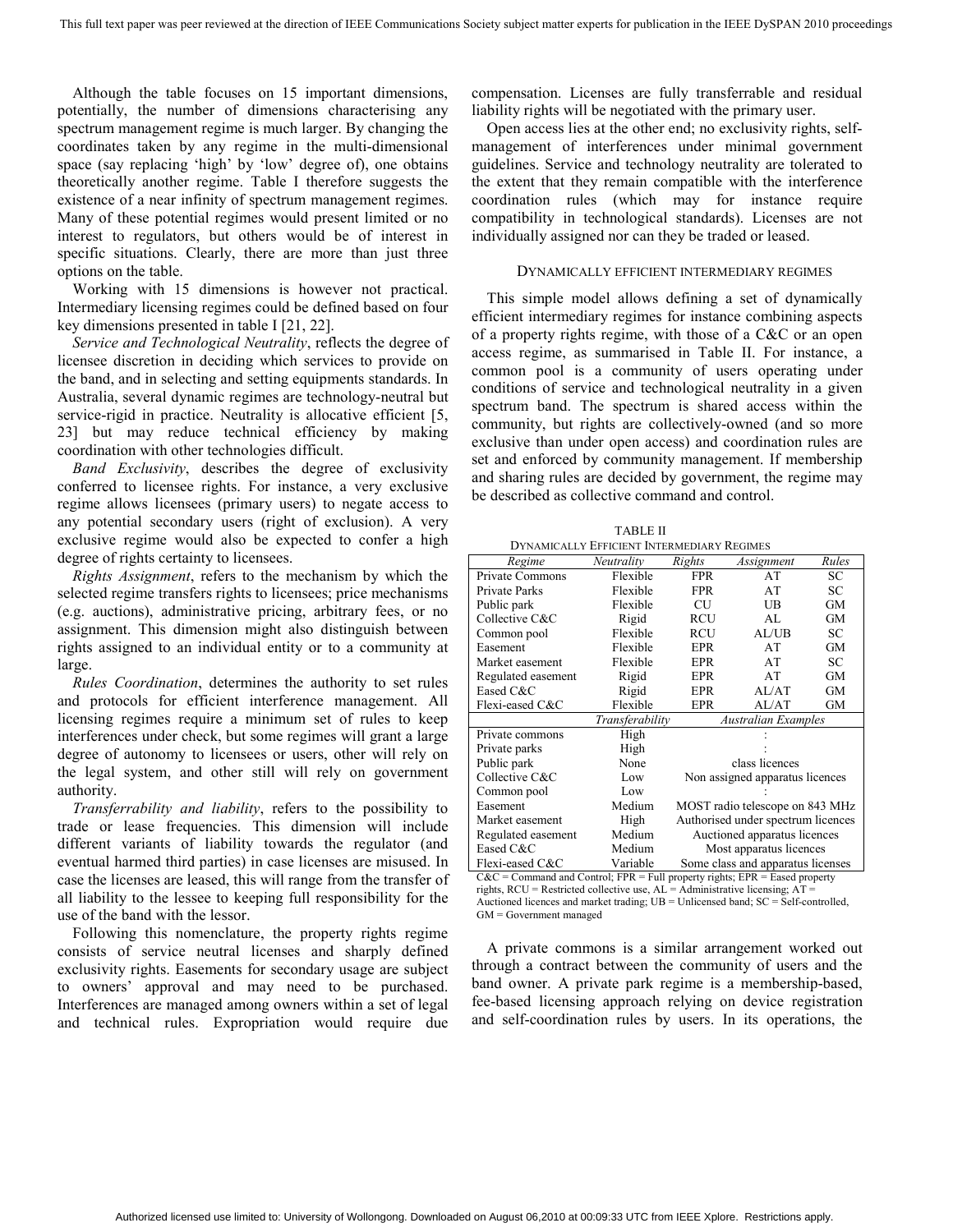Although the table focuses on 15 important dimensions, potentially, the number of dimensions characterising any spectrum management regime is much larger. By changing the coordinates taken by any regime in the multi-dimensional space (say replacing 'high' by 'low' degree of), one obtains theoretically another regime. Table I therefore suggests the existence of a near infinity of spectrum management regimes. Many of these potential regimes would present limited or no interest to regulators, but others would be of interest in specific situations. Clearly, there are more than just three options on the table.

Working with 15 dimensions is however not practical. Intermediary licensing regimes could be defined based on four key dimensions presented in table I [21, 22].

*Service and Technological Neutrality*, reflects the degree of licensee discretion in deciding which services to provide on the band, and in selecting and setting equipments standards. In Australia, several dynamic regimes are technology-neutral but service-rigid in practice. Neutrality is allocative efficient [5, 23] but may reduce technical efficiency by making coordination with other technologies difficult.

*Band Exclusivity*, describes the degree of exclusivity conferred to licensee rights. For instance, a very exclusive regime allows licensees (primary users) to negate access to any potential secondary users (right of exclusion). A very exclusive regime would also be expected to confer a high degree of rights certainty to licensees.

*Rights Assignment*, refers to the mechanism by which the selected regime transfers rights to licensees; price mechanisms (e.g. auctions), administrative pricing, arbitrary fees, or no assignment. This dimension might also distinguish between rights assigned to an individual entity or to a community at large.

*Rules Coordination*, determines the authority to set rules and protocols for efficient interference management. All licensing regimes require a minimum set of rules to keep interferences under check, but some regimes will grant a large degree of autonomy to licensees or users, other will rely on the legal system, and other still will rely on government authority.

*Transferrability and liability*, refers to the possibility to trade or lease frequencies. This dimension will include different variants of liability towards the regulator (and eventual harmed third parties) in case licenses are misused. In case the licenses are leased, this will range from the transfer of all liability to the lessee to keeping full responsibility for the use of the band with the lessor.

Following this nomenclature, the property rights regime consists of service neutral licenses and sharply defined exclusivity rights. Easements for secondary usage are subject to owners' approval and may need to be purchased. Interferences are managed among owners within a set of legal and technical rules. Expropriation would require due compensation. Licenses are fully transferrable and residual liability rights will be negotiated with the primary user.

Open access lies at the other end; no exclusivity rights, self-management of interferences under minimal government guidelines. Service and technology neutrality are tolerated to the extent that they remain compatible with the interference coordination rules (which may for instance require compatibility in technological standards). Licenses are not individually assigned nor can they be traded or leased.

### Dynamically efficient intermediary regimes

This simple model allows defining a set of dynamically efficient intermediary regimes for instance combining aspects of a property rights regime, with those of a C&C or an open access regime, as summarised in Table II. For instance, a common pool is a community of users operating under conditions of service and technological neutrality in a given spectrum band. The spectrum is shared access within the community, but rights are collectively-owned (and so more exclusive than under open access) and coordination rules are set and enforced by community management. If membership and sharing rules are decided by government, the regime may be described as collective command and control.

TABLE II
DYNAMICALLY EFFICIENT INTERMEDIARY REGIMES

| *Regime* | *Neutrality* | *Rights* | *Assignment* | *Rules* |
|---|---|---|---|---|
| Private Commons | Flexible | FPR | AT | SC |
| Private Parks | Flexible | FPR | AT | SC |
| Public park | Flexible | CU | UB | GM |
| Collective C&C | Rigid | RCU | AL | GM |
| Common pool | Flexible | RCU | AL/UB | SC |
| Easement | Flexible | EPR | AT | GM |
| Market easement | Flexible | EPR | AT | SC |
| Regulated easement | Rigid | EPR | AT | GM |
| Eased C&C | Rigid | EPR | AL/AT | GM |
| Flexi-eased C&C | Flexible | EPR | AL/AT | GM |

| | *Transferability* | *Australian Examples* |
|---|---|---|
| Private commons | High | : |
| Private parks | High | : |
| Public park | None | class licences |
| Collective C&C | Low | Non assigned apparatus licences |
| Common pool | Low | : |
| Easement | Medium | MOST radio telescope on 843 MHz |
| Market easement | High | Authorised under spectrum licences |
| Regulated easement | Medium | Auctioned apparatus licences |
| Eased C&C | Medium | Most apparatus licences |
| Flexi-eased C&C | Variable | Some class and apparatus licenses |

C&C = Command and Control; FPR = Full property rights; EPR = Eased property rights, RCU = Restricted collective use, AL = Administrative licensing; AT = Auctioned licences and market trading; UB = Unlicensed band; SC = Self-controlled, GM = Government managed

A private commons is a similar arrangement worked out through a contract between the community of users and the band owner. A private park regime is a membership-based, fee-based licensing approach relying on device registration and self-coordination rules by users. In its operations, the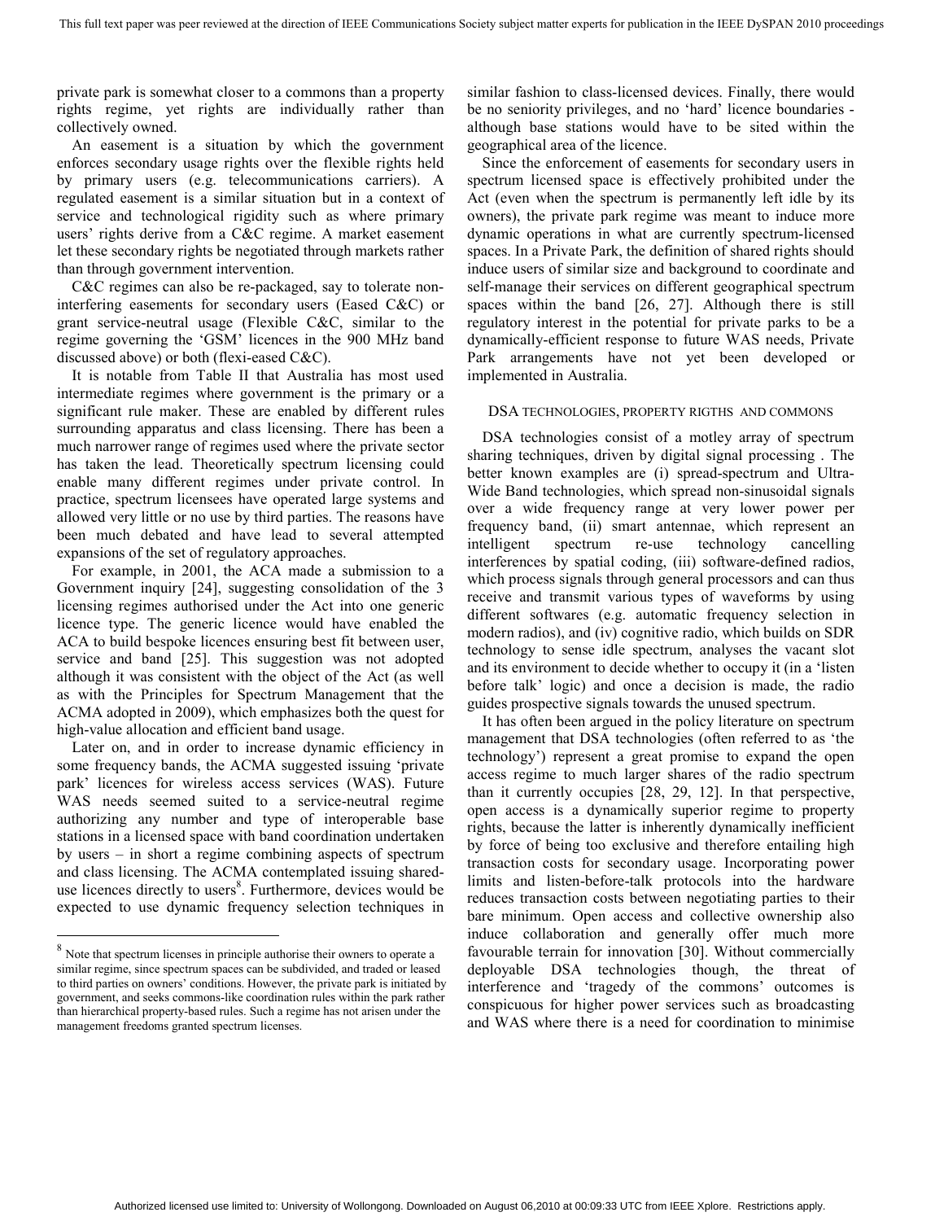private park is somewhat closer to a commons than a property rights regime, yet rights are individually rather than collectively owned.

An easement is a situation by which the government enforces secondary usage rights over the flexible rights held by primary users (e.g. telecommunications carriers). A regulated easement is a similar situation but in a context of service and technological rigidity such as where primary users' rights derive from a C&C regime. A market easement let these secondary rights be negotiated through markets rather than through government intervention.

C&C regimes can also be re-packaged, say to tolerate non-interfering easements for secondary users (Eased C&C) or grant service-neutral usage (Flexible C&C, similar to the regime governing the 'GSM' licences in the 900 MHz band discussed above) or both (flexi-eased C&C).

It is notable from Table II that Australia has most used intermediate regimes where government is the primary or a significant rule maker. These are enabled by different rules surrounding apparatus and class licensing. There has been a much narrower range of regimes used where the private sector has taken the lead. Theoretically spectrum licensing could enable many different regimes under private control. In practice, spectrum licensees have operated large systems and allowed very little or no use by third parties. The reasons have been much debated and have lead to several attempted expansions of the set of regulatory approaches.

For example, in 2001, the ACA made a submission to a Government inquiry [24], suggesting consolidation of the 3 licensing regimes authorised under the Act into one generic licence type. The generic licence would have enabled the ACA to build bespoke licences ensuring best fit between user, service and band [25]. This suggestion was not adopted although it was consistent with the object of the Act (as well as with the Principles for Spectrum Management that the ACMA adopted in 2009), which emphasizes both the quest for high-value allocation and efficient band usage.

Later on, and in order to increase dynamic efficiency in some frequency bands, the ACMA suggested issuing 'private park' licences for wireless access services (WAS). Future WAS needs seemed suited to a service-neutral regime authorizing any number and type of interoperable base stations in a licensed space with band coordination undertaken by users – in short a regime combining aspects of spectrum and class licensing. The ACMA contemplated issuing shared-use licences directly to users[8]. Furthermore, devices would be expected to use dynamic frequency selection techniques in similar fashion to class-licensed devices. Finally, there would be no seniority privileges, and no 'hard' licence boundaries - although base stations would have to be sited within the geographical area of the licence.

Since the enforcement of easements for secondary users in spectrum licensed space is effectively prohibited under the Act (even when the spectrum is permanently left idle by its owners), the private park regime was meant to induce more dynamic operations in what are currently spectrum-licensed spaces. In a Private Park, the definition of shared rights should induce users of similar size and background to coordinate and self-manage their services on different geographical spectrum spaces within the band [26, 27]. Although there is still regulatory interest in the potential for private parks to be a dynamically-efficient response to future WAS needs, Private Park arrangements have not yet been developed or implemented in Australia.

## DSA TECHNOLOGIES, PROPERTY RIGTHS AND COMMONS

DSA technologies consist of a motley array of spectrum sharing techniques, driven by digital signal processing . The better known examples are (i) spread-spectrum and Ultra-Wide Band technologies, which spread non-sinusoidal signals over a wide frequency range at very lower power per frequency band, (ii) smart antennae, which represent an intelligent spectrum re-use technology cancelling interferences by spatial coding, (iii) software-defined radios, which process signals through general processors and can thus receive and transmit various types of waveforms by using different softwares (e.g. automatic frequency selection in modern radios), and (iv) cognitive radio, which builds on SDR technology to sense idle spectrum, analyses the vacant slot and its environment to decide whether to occupy it (in a 'listen before talk' logic) and once a decision is made, the radio guides prospective signals towards the unused spectrum.

It has often been argued in the policy literature on spectrum management that DSA technologies (often referred to as 'the technology') represent a great promise to expand the open access regime to much larger shares of the radio spectrum than it currently occupies [28, 29, 12]. In that perspective, open access is a dynamically superior regime to property rights, because the latter is inherently dynamically inefficient by force of being too exclusive and therefore entailing high transaction costs for secondary usage. Incorporating power limits and listen-before-talk protocols into the hardware reduces transaction costs between negotiating parties to their bare minimum. Open access and collective ownership also induce collaboration and generally offer much more favourable terrain for innovation [30]. Without commercially deployable DSA technologies though, the threat of interference and 'tragedy of the commons' outcomes is conspicuous for higher power services such as broadcasting and WAS where there is a need for coordination to minimise

[8] Note that spectrum licenses in principle authorise their owners to operate a similar regime, since spectrum spaces can be subdivided, and traded or leased to third parties on owners' conditions. However, the private park is initiated by government, and seeks commons-like coordination rules within the park rather than hierarchical property-based rules. Such a regime has not arisen under the management freedoms granted spectrum licenses.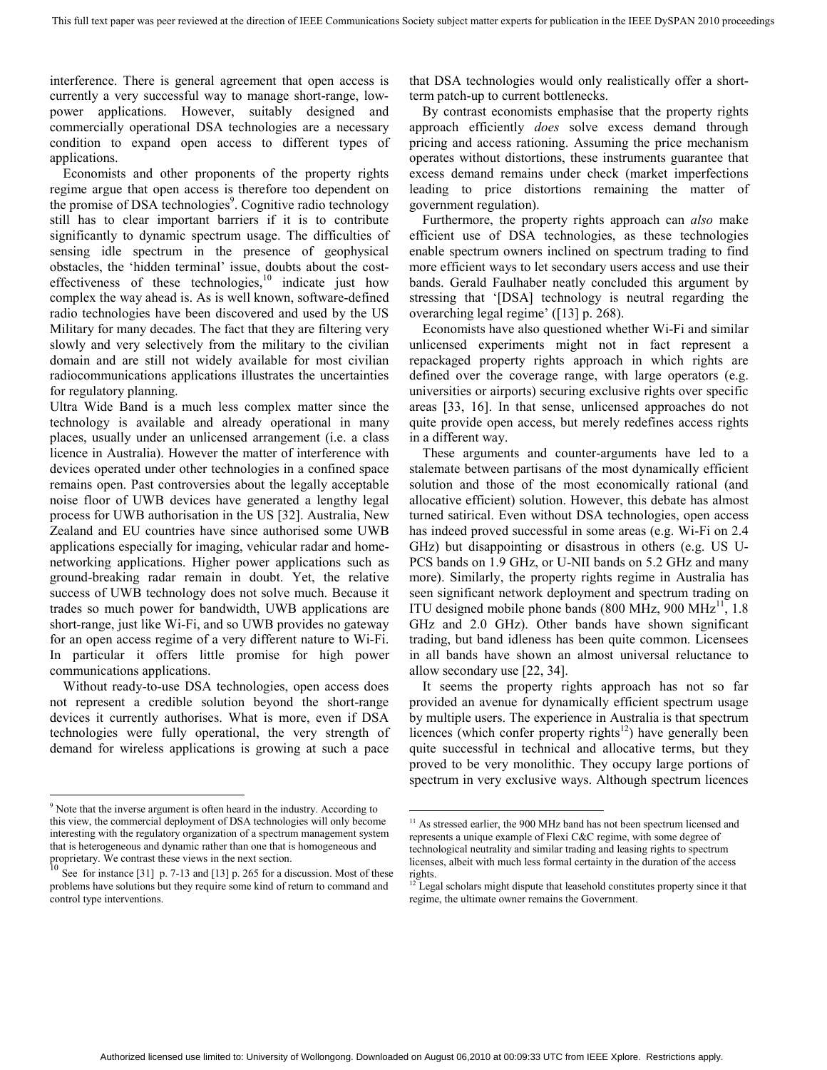interference. There is general agreement that open access is currently a very successful way to manage short-range, low-power applications. However, suitably designed and commercially operational DSA technologies are a necessary condition to expand open access to different types of applications.

Economists and other proponents of the property rights regime argue that open access is therefore too dependent on the promise of DSA technologies[9]. Cognitive radio technology still has to clear important barriers if it is to contribute significantly to dynamic spectrum usage. The difficulties of sensing idle spectrum in the presence of geophysical obstacles, the 'hidden terminal' issue, doubts about the cost-effectiveness of these technologies,[10] indicate just how complex the way ahead is. As is well known, software-defined radio technologies have been discovered and used by the US Military for many decades. The fact that they are filtering very slowly and very selectively from the military to the civilian domain and are still not widely available for most civilian radiocommunications applications illustrates the uncertainties for regulatory planning.

Ultra Wide Band is a much less complex matter since the technology is available and already operational in many places, usually under an unlicensed arrangement (i.e. a class licence in Australia). However the matter of interference with devices operated under other technologies in a confined space remains open. Past controversies about the legally acceptable noise floor of UWB devices have generated a lengthy legal process for UWB authorisation in the US [32]. Australia, New Zealand and EU countries have since authorised some UWB applications especially for imaging, vehicular radar and home-networking applications. Higher power applications such as ground-breaking radar remain in doubt. Yet, the relative success of UWB technology does not solve much. Because it trades so much power for bandwidth, UWB applications are short-range, just like Wi-Fi, and so UWB provides no gateway for an open access regime of a very different nature to Wi-Fi. In particular it offers little promise for high power communications applications.

Without ready-to-use DSA technologies, open access does not represent a credible solution beyond the short-range devices it currently authorises. What is more, even if DSA technologies were fully operational, the very strength of demand for wireless applications is growing at such a pace that DSA technologies would only realistically offer a short-term patch-up to current bottlenecks.

By contrast economists emphasise that the property rights approach efficiently *does* solve excess demand through pricing and access rationing. Assuming the price mechanism operates without distortions, these instruments guarantee that excess demand remains under check (market imperfections leading to price distortions remaining the matter of government regulation).

Furthermore, the property rights approach can *also* make efficient use of DSA technologies, as these technologies enable spectrum owners inclined on spectrum trading to find more efficient ways to let secondary users access and use their bands. Gerald Faulhaber neatly concluded this argument by stressing that '[DSA] technology is neutral regarding the overarching legal regime' ([13] p. 268).

Economists have also questioned whether Wi-Fi and similar unlicensed experiments might not in fact represent a repackaged property rights approach in which rights are defined over the coverage range, with large operators (e.g. universities or airports) securing exclusive rights over specific areas [33, 16]. In that sense, unlicensed approaches do not quite provide open access, but merely redefines access rights in a different way.

These arguments and counter-arguments have led to a stalemate between partisans of the most dynamically efficient solution and those of the most economically rational (and allocative efficient) solution. However, this debate has almost turned satirical. Even without DSA technologies, open access has indeed proved successful in some areas (e.g. Wi-Fi on 2.4 GHz) but disappointing or disastrous in others (e.g. US U-PCS bands on 1.9 GHz, or U-NII bands on 5.2 GHz and many more). Similarly, the property rights regime in Australia has seen significant network deployment and spectrum trading on ITU designed mobile phone bands (800 MHz, 900 MHz[11], 1.8 GHz and 2.0 GHz). Other bands have shown significant trading, but band idleness has been quite common. Licensees in all bands have shown an almost universal reluctance to allow secondary use [22, 34].

It seems the property rights approach has not so far provided an avenue for dynamically efficient spectrum usage by multiple users. The experience in Australia is that spectrum licences (which confer property rights[12]) have generally been quite successful in technical and allocative terms, but they proved to be very monolithic. They occupy large portions of spectrum in very exclusive ways. Although spectrum licences

[9] Note that the inverse argument is often heard in the industry. According to this view, the commercial deployment of DSA technologies will only become interesting with the regulatory organization of a spectrum management system that is heterogeneous and dynamic rather than one that is homogeneous and proprietary. We contrast these views in the next section.

[10] See for instance [31] p. 7-13 and [13] p. 265 for a discussion. Most of these problems have solutions but they require some kind of return to command and control type interventions.

[11] As stressed earlier, the 900 MHz band has not been spectrum licensed and represents a unique example of Flexi C&C regime, with some degree of technological neutrality and similar trading and leasing rights to spectrum licenses, albeit with much less formal certainty in the duration of the access rights.

[12] Legal scholars might dispute that leasehold constitutes property since it that regime, the ultimate owner remains the Government.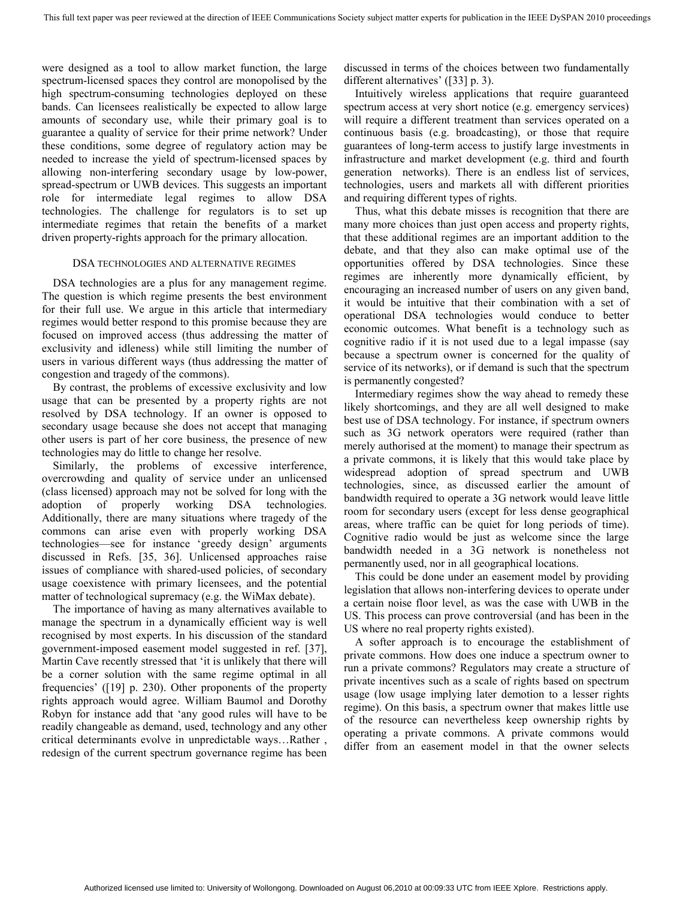were designed as a tool to allow market function, the large spectrum-licensed spaces they control are monopolised by the high spectrum-consuming technologies deployed on these bands. Can licensees realistically be expected to allow large amounts of secondary use, while their primary goal is to guarantee a quality of service for their prime network? Under these conditions, some degree of regulatory action may be needed to increase the yield of spectrum-licensed spaces by allowing non-interfering secondary usage by low-power, spread-spectrum or UWB devices. This suggests an important role for intermediate legal regimes to allow DSA technologies. The challenge for regulators is to set up intermediate regimes that retain the benefits of a market driven property-rights approach for the primary allocation.

## DSA TECHNOLOGIES AND ALTERNATIVE REGIMES

DSA technologies are a plus for any management regime. The question is which regime presents the best environment for their full use. We argue in this article that intermediary regimes would better respond to this promise because they are focused on improved access (thus addressing the matter of exclusivity and idleness) while still limiting the number of users in various different ways (thus addressing the matter of congestion and tragedy of the commons).

By contrast, the problems of excessive exclusivity and low usage that can be presented by a property rights are not resolved by DSA technology. If an owner is opposed to secondary usage because she does not accept that managing other users is part of her core business, the presence of new technologies may do little to change her resolve.

Similarly, the problems of excessive interference, overcrowding and quality of service under an unlicensed (class licensed) approach may not be solved for long with the adoption of properly working DSA technologies. Additionally, there are many situations where tragedy of the commons can arise even with properly working DSA technologies—see for instance 'greedy design' arguments discussed in Refs. [35, 36]. Unlicensed approaches raise issues of compliance with shared-used policies, of secondary usage coexistence with primary licensees, and the potential matter of technological supremacy (e.g. the WiMax debate).

The importance of having as many alternatives available to manage the spectrum in a dynamically efficient way is well recognised by most experts. In his discussion of the standard government-imposed easement model suggested in ref. [37], Martin Cave recently stressed that 'it is unlikely that there will be a corner solution with the same regime optimal in all frequencies' ([19] p. 230). Other proponents of the property rights approach would agree. William Baumol and Dorothy Robyn for instance add that 'any good rules will have to be readily changeable as demand, used, technology and any other critical determinants evolve in unpredictable ways…Rather , redesign of the current spectrum governance regime has been discussed in terms of the choices between two fundamentally different alternatives' ([33] p. 3).

Intuitively wireless applications that require guaranteed spectrum access at very short notice (e.g. emergency services) will require a different treatment than services operated on a continuous basis (e.g. broadcasting), or those that require guarantees of long-term access to justify large investments in infrastructure and market development (e.g. third and fourth generation networks). There is an endless list of services, technologies, users and markets all with different priorities and requiring different types of rights.

Thus, what this debate misses is recognition that there are many more choices than just open access and property rights, that these additional regimes are an important addition to the debate, and that they also can make optimal use of the opportunities offered by DSA technologies. Since these regimes are inherently more dynamically efficient, by encouraging an increased number of users on any given band, it would be intuitive that their combination with a set of operational DSA technologies would conduce to better economic outcomes. What benefit is a technology such as cognitive radio if it is not used due to a legal impasse (say because a spectrum owner is concerned for the quality of service of its networks), or if demand is such that the spectrum is permanently congested?

Intermediary regimes show the way ahead to remedy these likely shortcomings, and they are all well designed to make best use of DSA technology. For instance, if spectrum owners such as 3G network operators were required (rather than merely authorised at the moment) to manage their spectrum as a private commons, it is likely that this would take place by widespread adoption of spread spectrum and UWB technologies, since, as discussed earlier the amount of bandwidth required to operate a 3G network would leave little room for secondary users (except for less dense geographical areas, where traffic can be quiet for long periods of time). Cognitive radio would be just as welcome since the large bandwidth needed in a 3G network is nonetheless not permanently used, nor in all geographical locations.

This could be done under an easement model by providing legislation that allows non-interfering devices to operate under a certain noise floor level, as was the case with UWB in the US. This process can prove controversial (and has been in the US where no real property rights existed).

A softer approach is to encourage the establishment of private commons. How does one induce a spectrum owner to run a private commons? Regulators may create a structure of private incentives such as a scale of rights based on spectrum usage (low usage implying later demotion to a lesser rights regime). On this basis, a spectrum owner that makes little use of the resource can nevertheless keep ownership rights by operating a private commons. A private commons would differ from an easement model in that the owner selects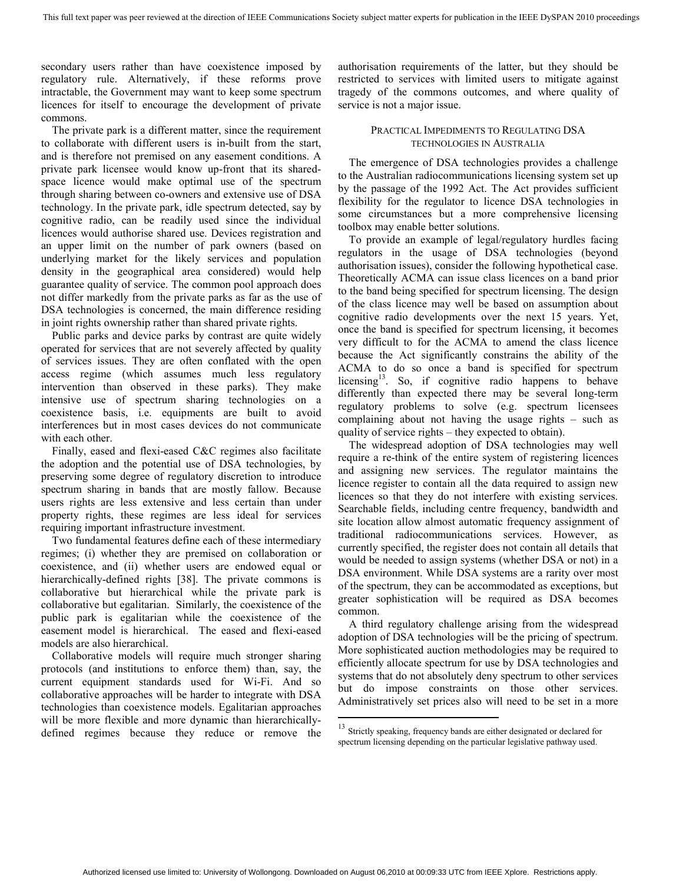secondary users rather than have coexistence imposed by regulatory rule. Alternatively, if these reforms prove intractable, the Government may want to keep some spectrum licences for itself to encourage the development of private commons.

The private park is a different matter, since the requirement to collaborate with different users is in-built from the start, and is therefore not premised on any easement conditions. A private park licensee would know up-front that its shared-space licence would make optimal use of the spectrum through sharing between co-owners and extensive use of DSA technology. In the private park, idle spectrum detected, say by cognitive radio, can be readily used since the individual licences would authorise shared use. Devices registration and an upper limit on the number of park owners (based on underlying market for the likely services and population density in the geographical area considered) would help guarantee quality of service. The common pool approach does not differ markedly from the private parks as far as the use of DSA technologies is concerned, the main difference residing in joint rights ownership rather than shared private rights.

Public parks and device parks by contrast are quite widely operated for services that are not severely affected by quality of services issues. They are often conflated with the open access regime (which assumes much less regulatory intervention than observed in these parks). They make intensive use of spectrum sharing technologies on a coexistence basis, i.e. equipments are built to avoid interferences but in most cases devices do not communicate with each other.

Finally, eased and flexi-eased C&C regimes also facilitate the adoption and the potential use of DSA technologies, by preserving some degree of regulatory discretion to introduce spectrum sharing in bands that are mostly fallow. Because users rights are less extensive and less certain than under property rights, these regimes are less ideal for services requiring important infrastructure investment.

Two fundamental features define each of these intermediary regimes; (i) whether they are premised on collaboration or coexistence, and (ii) whether users are endowed equal or hierarchically-defined rights [38]. The private commons is collaborative but hierarchical while the private park is collaborative but egalitarian. Similarly, the coexistence of the public park is egalitarian while the coexistence of the easement model is hierarchical. The eased and flexi-eased models are also hierarchical.

Collaborative models will require much stronger sharing protocols (and institutions to enforce them) than, say, the current equipment standards used for Wi-Fi. And so collaborative approaches will be harder to integrate with DSA technologies than coexistence models. Egalitarian approaches will be more flexible and more dynamic than hierarchically-defined regimes because they reduce or remove the authorisation requirements of the latter, but they should be restricted to services with limited users to mitigate against tragedy of the commons outcomes, and where quality of service is not a major issue.

## Practical Impediments to Regulating DSA Technologies in Australia

The emergence of DSA technologies provides a challenge to the Australian radiocommunications licensing system set up by the passage of the 1992 Act. The Act provides sufficient flexibility for the regulator to licence DSA technologies in some circumstances but a more comprehensive licensing toolbox may enable better solutions.

To provide an example of legal/regulatory hurdles facing regulators in the usage of DSA technologies (beyond authorisation issues), consider the following hypothetical case. Theoretically ACMA can issue class licences on a band prior to the band being specified for spectrum licensing. The design of the class licence may well be based on assumption about cognitive radio developments over the next 15 years. Yet, once the band is specified for spectrum licensing, it becomes very difficult to for the ACMA to amend the class licence because the Act significantly constrains the ability of the ACMA to do so once a band is specified for spectrum licensing[13]. So, if cognitive radio happens to behave differently than expected there may be several long-term regulatory problems to solve (e.g. spectrum licensees complaining about not having the usage rights – such as quality of service rights – they expected to obtain).

The widespread adoption of DSA technologies may well require a re-think of the entire system of registering licences and assigning new services. The regulator maintains the licence register to contain all the data required to assign new licences so that they do not interfere with existing services. Searchable fields, including centre frequency, bandwidth and site location allow almost automatic frequency assignment of traditional radiocommunications services. However, as currently specified, the register does not contain all details that would be needed to assign systems (whether DSA or not) in a DSA environment. While DSA systems are a rarity over most of the spectrum, they can be accommodated as exceptions, but greater sophistication will be required as DSA becomes common.

A third regulatory challenge arising from the widespread adoption of DSA technologies will be the pricing of spectrum. More sophisticated auction methodologies may be required to efficiently allocate spectrum for use by DSA technologies and systems that do not absolutely deny spectrum to other services but do impose constraints on those other services. Administratively set prices also will need to be set in a more

[13] Strictly speaking, frequency bands are either designated or declared for spectrum licensing depending on the particular legislative pathway used.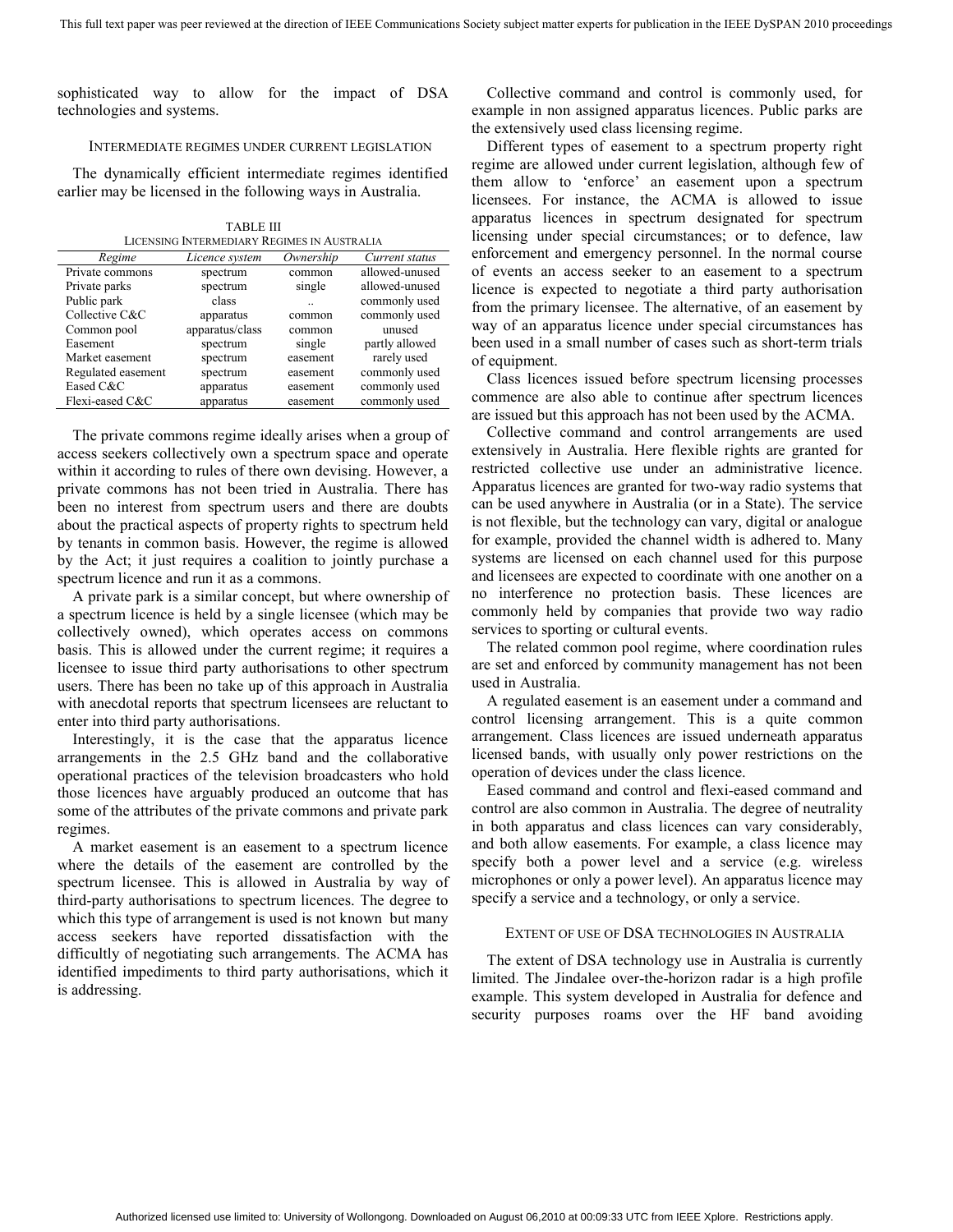sophisticated way to allow for the impact of DSA technologies and systems.

## Intermediate Regimes Under Current Legislation

The dynamically efficient intermediate regimes identified earlier may be licensed in the following ways in Australia.

TABLE III
LICENSING INTERMEDIARY REGIMES IN AUSTRALIA

| *Regime* | *Licence system* | *Ownership* | *Current status* |
|---|---|---|---|
| Private commons | spectrum | common | allowed-unused |
| Private parks | spectrum | single | allowed-unused |
| Public park | class | .. | commonly used |
| Collective C&C | apparatus | common | commonly used |
| Common pool | apparatus/class | common | unused |
| Easement | spectrum | single | partly allowed |
| Market easement | spectrum | easement | rarely used |
| Regulated easement | spectrum | easement | commonly used |
| Eased C&C | apparatus | easement | commonly used |
| Flexi-eased C&C | apparatus | easement | commonly used |

The private commons regime ideally arises when a group of access seekers collectively own a spectrum space and operate within it according to rules of there own devising. However, a private commons has not been tried in Australia. There has been no interest from spectrum users and there are doubts about the practical aspects of property rights to spectrum held by tenants in common basis. However, the regime is allowed by the Act; it just requires a coalition to jointly purchase a spectrum licence and run it as a commons.

A private park is a similar concept, but where ownership of a spectrum licence is held by a single licensee (which may be collectively owned), which operates access on commons basis. This is allowed under the current regime; it requires a licensee to issue third party authorisations to other spectrum users. There has been no take up of this approach in Australia with anecdotal reports that spectrum licensees are reluctant to enter into third party authorisations.

Interestingly, it is the case that the apparatus licence arrangements in the 2.5 GHz band and the collaborative operational practices of the television broadcasters who hold those licences have arguably produced an outcome that has some of the attributes of the private commons and private park regimes.

A market easement is an easement to a spectrum licence where the details of the easement are controlled by the spectrum licensee. This is allowed in Australia by way of third-party authorisations to spectrum licences. The degree to which this type of arrangement is used is not known but many access seekers have reported dissatisfaction with the difficultly of negotiating such arrangements. The ACMA has identified impediments to third party authorisations, which it is addressing.

Collective command and control is commonly used, for example in non assigned apparatus licences. Public parks are the extensively used class licensing regime.

Different types of easement to a spectrum property right regime are allowed under current legislation, although few of them allow to 'enforce' an easement upon a spectrum licensees. For instance, the ACMA is allowed to issue apparatus licences in spectrum designated for spectrum licensing under special circumstances; or to defence, law enforcement and emergency personnel. In the normal course of events an access seeker to an easement to a spectrum licence is expected to negotiate a third party authorisation from the primary licensee. The alternative, of an easement by way of an apparatus licence under special circumstances has been used in a small number of cases such as short-term trials of equipment.

Class licences issued before spectrum licensing processes commence are also able to continue after spectrum licences are issued but this approach has not been used by the ACMA.

Collective command and control arrangements are used extensively in Australia. Here flexible rights are granted for restricted collective use under an administrative licence. Apparatus licences are granted for two-way radio systems that can be used anywhere in Australia (or in a State). The service is not flexible, but the technology can vary, digital or analogue for example, provided the channel width is adhered to. Many systems are licensed on each channel used for this purpose and licensees are expected to coordinate with one another on a no interference no protection basis. These licences are commonly held by companies that provide two way radio services to sporting or cultural events.

The related common pool regime, where coordination rules are set and enforced by community management has not been used in Australia.

A regulated easement is an easement under a command and control licensing arrangement. This is a quite common arrangement. Class licences are issued underneath apparatus licensed bands, with usually only power restrictions on the operation of devices under the class licence.

Eased command and control and flexi-eased command and control are also common in Australia. The degree of neutrality in both apparatus and class licences can vary considerably, and both allow easements. For example, a class licence may specify both a power level and a service (e.g. wireless microphones or only a power level). An apparatus licence may specify a service and a technology, or only a service.

## Extent of Use of DSA Technologies in Australia

The extent of DSA technology use in Australia is currently limited. The Jindalee over-the-horizon radar is a high profile example. This system developed in Australia for defence and security purposes roams over the HF band avoiding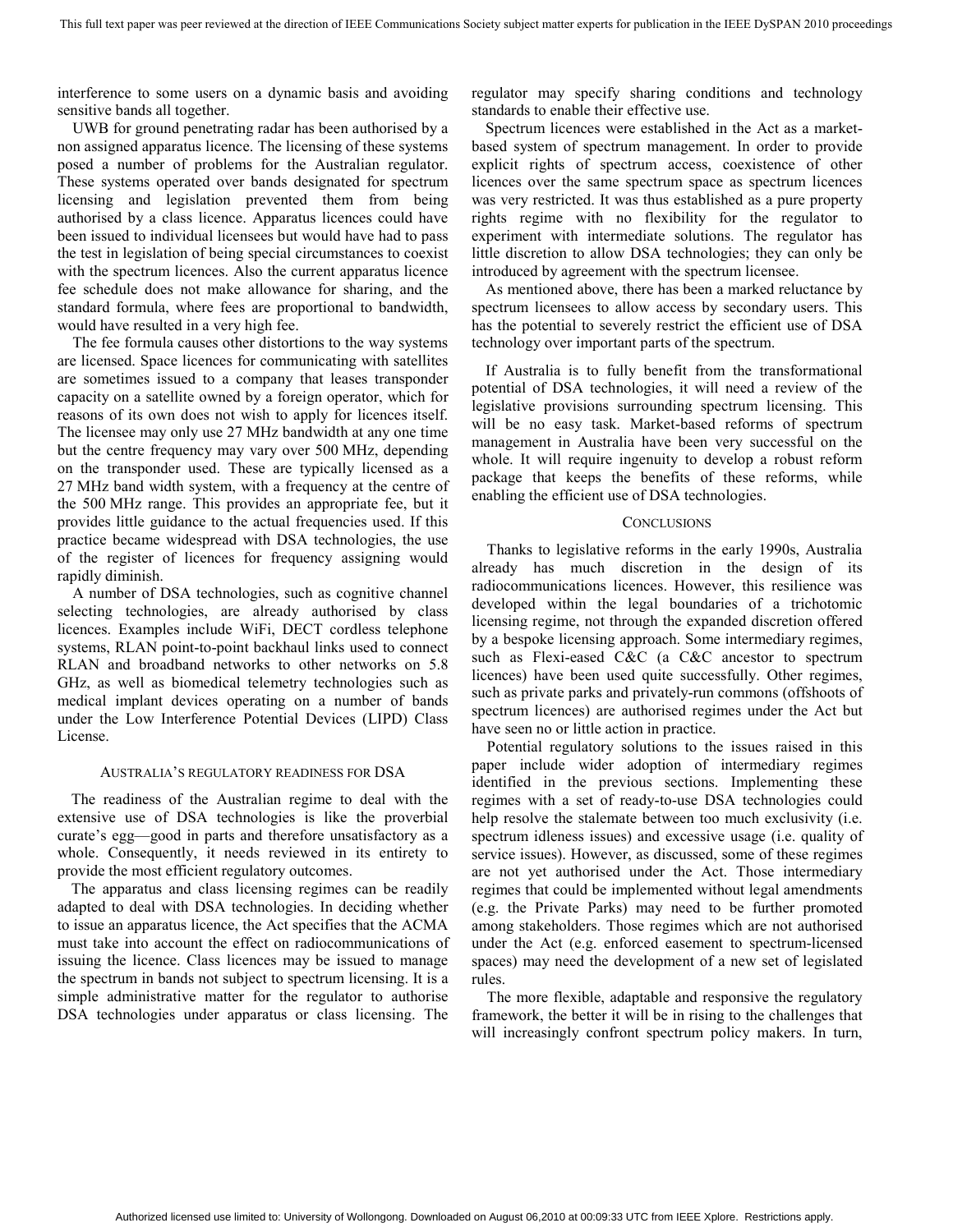interference to some users on a dynamic basis and avoiding sensitive bands all together.

UWB for ground penetrating radar has been authorised by a non assigned apparatus licence. The licensing of these systems posed a number of problems for the Australian regulator. These systems operated over bands designated for spectrum licensing and legislation prevented them from being authorised by a class licence. Apparatus licences could have been issued to individual licensees but would have had to pass the test in legislation of being special circumstances to coexist with the spectrum licences. Also the current apparatus licence fee schedule does not make allowance for sharing, and the standard formula, where fees are proportional to bandwidth, would have resulted in a very high fee.

The fee formula causes other distortions to the way systems are licensed. Space licences for communicating with satellites are sometimes issued to a company that leases transponder capacity on a satellite owned by a foreign operator, which for reasons of its own does not wish to apply for licences itself. The licensee may only use 27 MHz bandwidth at any one time but the centre frequency may vary over 500 MHz, depending on the transponder used. These are typically licensed as a 27 MHz band width system, with a frequency at the centre of the 500 MHz range. This provides an appropriate fee, but it provides little guidance to the actual frequencies used. If this practice became widespread with DSA technologies, the use of the register of licences for frequency assigning would rapidly diminish.

A number of DSA technologies, such as cognitive channel selecting technologies, are already authorised by class licences. Examples include WiFi, DECT cordless telephone systems, RLAN point-to-point backhaul links used to connect RLAN and broadband networks to other networks on 5.8 GHz, as well as biomedical telemetry technologies such as medical implant devices operating on a number of bands under the Low Interference Potential Devices (LIPD) Class License.

## Australia's regulatory readiness for DSA

The readiness of the Australian regime to deal with the extensive use of DSA technologies is like the proverbial curate's egg—good in parts and therefore unsatisfactory as a whole. Consequently, it needs reviewed in its entirety to provide the most efficient regulatory outcomes.

The apparatus and class licensing regimes can be readily adapted to deal with DSA technologies. In deciding whether to issue an apparatus licence, the Act specifies that the ACMA must take into account the effect on radiocommunications of issuing the licence. Class licences may be issued to manage the spectrum in bands not subject to spectrum licensing. It is a simple administrative matter for the regulator to authorise DSA technologies under apparatus or class licensing. The regulator may specify sharing conditions and technology standards to enable their effective use.

Spectrum licences were established in the Act as a market-based system of spectrum management. In order to provide explicit rights of spectrum access, coexistence of other licences over the same spectrum space as spectrum licences was very restricted. It was thus established as a pure property rights regime with no flexibility for the regulator to experiment with intermediate solutions. The regulator has little discretion to allow DSA technologies; they can only be introduced by agreement with the spectrum licensee.

As mentioned above, there has been a marked reluctance by spectrum licensees to allow access by secondary users. This has the potential to severely restrict the efficient use of DSA technology over important parts of the spectrum.

If Australia is to fully benefit from the transformational potential of DSA technologies, it will need a review of the legislative provisions surrounding spectrum licensing. This will be no easy task. Market-based reforms of spectrum management in Australia have been very successful on the whole. It will require ingenuity to develop a robust reform package that keeps the benefits of these reforms, while enabling the efficient use of DSA technologies.

## Conclusions

Thanks to legislative reforms in the early 1990s, Australia already has much discretion in the design of its radiocommunications licences. However, this resilience was developed within the legal boundaries of a trichotomic licensing regime, not through the expanded discretion offered by a bespoke licensing approach. Some intermediary regimes, such as Flexi-eased C&C (a C&C ancestor to spectrum licences) have been used quite successfully. Other regimes, such as private parks and privately-run commons (offshoots of spectrum licences) are authorised regimes under the Act but have seen no or little action in practice.

Potential regulatory solutions to the issues raised in this paper include wider adoption of intermediary regimes identified in the previous sections. Implementing these regimes with a set of ready-to-use DSA technologies could help resolve the stalemate between too much exclusivity (i.e. spectrum idleness issues) and excessive usage (i.e. quality of service issues). However, as discussed, some of these regimes are not yet authorised under the Act. Those intermediary regimes that could be implemented without legal amendments (e.g. the Private Parks) may need to be further promoted among stakeholders. Those regimes which are not authorised under the Act (e.g. enforced easement to spectrum-licensed spaces) may need the development of a new set of legislated rules.

The more flexible, adaptable and responsive the regulatory framework, the better it will be in rising to the challenges that will increasingly confront spectrum policy makers. In turn,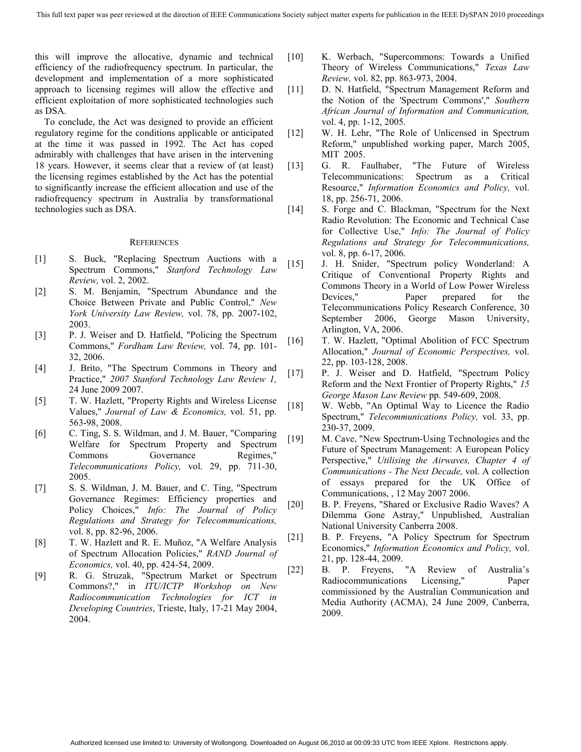this will improve the allocative, dynamic and technical efficiency of the radiofrequency spectrum. In particular, the development and implementation of a more sophisticated approach to licensing regimes will allow the effective and efficient exploitation of more sophisticated technologies such as DSA.

To conclude, the Act was designed to provide an efficient regulatory regime for the conditions applicable or anticipated at the time it was passed in 1992. The Act has coped admirably with challenges that have arisen in the intervening 18 years. However, it seems clear that a review of (at least) the licensing regimes established by the Act has the potential to significantly increase the efficient allocation and use of the radiofrequency spectrum in Australia by transformational technologies such as DSA.

## References

[1] S. Buck, "Replacing Spectrum Auctions with a Spectrum Commons," *Stanford Technology Law Review,* vol. 2, 2002.

[2] S. M. Benjamin, "Spectrum Abundance and the Choice Between Private and Public Control," *New York University Law Review,* vol. 78, pp. 2007-102, 2003.

[3] P. J. Weiser and D. Hatfield, "Policing the Spectrum Commons," *Fordham Law Review,* vol. 74, pp. 101-32, 2006.

[4] J. Brito, "The Spectrum Commons in Theory and Practice," *2007 Stanford Technology Law Review 1,* 24 June 2009 2007.

[5] T. W. Hazlett, "Property Rights and Wireless License Values," *Journal of Law & Economics,* vol. 51, pp. 563-98, 2008.

[6] C. Ting, S. S. Wildman, and J. M. Bauer, "Comparing Welfare for Spectrum Property and Spectrum Commons Governance Regimes," *Telecommunications Policy,* vol. 29, pp. 711-30, 2005.

[7] S. S. Wildman, J. M. Bauer, and C. Ting, "Spectrum Governance Regimes: Efficiency properties and Policy Choices," *Info: The Journal of Policy Regulations and Strategy for Telecommunications,* vol. 8, pp. 82-96, 2006.

[8] T. W. Hazlett and R. E. Muñoz, "A Welfare Analysis of Spectrum Allocation Policies," *RAND Journal of Economics,* vol. 40, pp. 424-54, 2009.

[9] R. G. Struzak, "Spectrum Market or Spectrum Commons?," in *ITU/ICTP Workshop on New Radiocommunication Technologies for ICT in Developing Countries*, Trieste, Italy, 17-21 May 2004, 2004.

[10] K. Werbach, "Supercommons: Towards a Unified Theory of Wireless Communications," *Texas Law Review,* vol. 82, pp. 863-973, 2004.

[11] D. N. Hatfield, "Spectrum Management Reform and the Notion of the 'Spectrum Commons'," *Southern African Journal of Information and Communication,* vol. 4, pp. 1-12, 2005.

[12] W. H. Lehr, "The Role of Unlicensed in Spectrum Reform," unpublished working paper, March 2005, MIT 2005.

[13] G. R. Faulhaber, "The Future of Wireless Telecommunications: Spectrum as a Critical Resource," *Information Economics and Policy,* vol. 18, pp. 256-71, 2006.

[14] S. Forge and C. Blackman, "Spectrum for the Next Radio Revolution: The Economic and Technical Case for Collective Use," *Info: The Journal of Policy Regulations and Strategy for Telecommunications,* vol. 8, pp. 6-17, 2006.

[15] J. H. Snider, "Spectrum policy Wonderland: A Critique of Conventional Property Rights and Commons Theory in a World of Low Power Wireless Devices," Paper prepared for the Telecommunications Policy Research Conference, 30 September 2006, George Mason University, Arlington, VA, 2006.

[16] T. W. Hazlett, "Optimal Abolition of FCC Spectrum Allocation," *Journal of Economic Perspectives,* vol. 22, pp. 103-128, 2008.

[17] P. J. Weiser and D. Hatfield, "Spectrum Policy Reform and the Next Frontier of Property Rights," *15 George Mason Law Review* pp. 549-609, 2008.

[18] W. Webb, "An Optimal Way to Licence the Radio Spectrum," *Telecommunications Policy,* vol. 33, pp. 230-37, 2009.

[19] M. Cave, "New Spectrum-Using Technologies and the Future of Spectrum Management: A European Policy Perspective," *Utilising the Airwaves, Chapter 4 of Communications - The Next Decade,* vol. A collection of essays prepared for the UK Office of Communications, , 12 May 2007 2006.

[20] B. P. Freyens, "Shared or Exclusive Radio Waves? A Dilemma Gone Astray," Unpublished, Australian National University Canberra 2008.

[21] B. P. Freyens, "A Policy Spectrum for Spectrum Economics," *Information Economics and Policy,* vol. 21, pp. 128-44, 2009.

[22] B. P. Freyens, "A Review of Australia's Radiocommunications Licensing," Paper commissioned by the Australian Communication and Media Authority (ACMA), 24 June 2009, Canberra, 2009.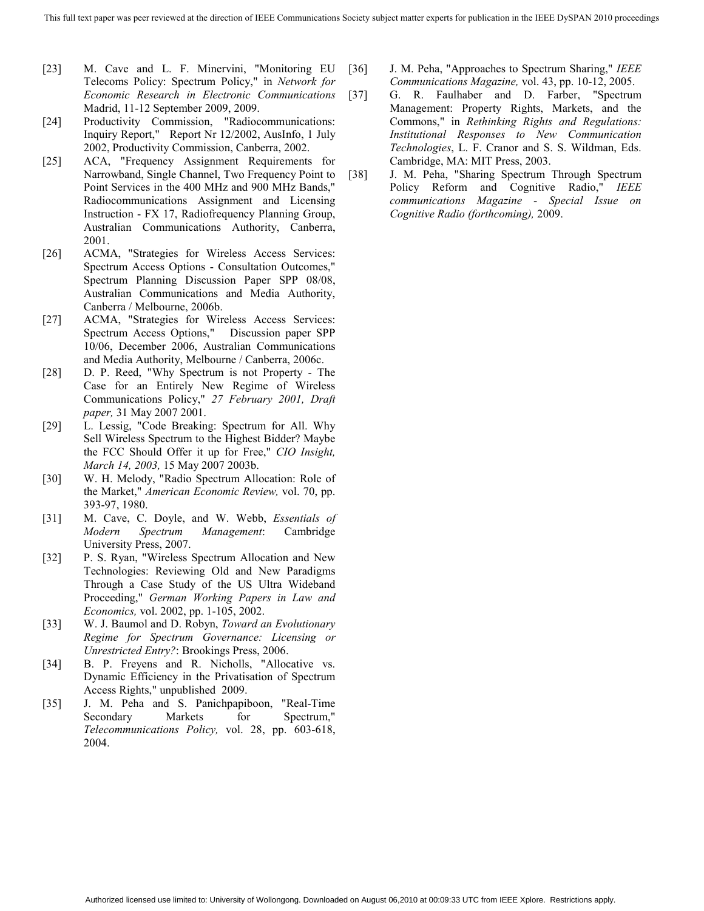[23] M. Cave and L. F. Minervini, "Monitoring EU Telecoms Policy: Spectrum Policy," in *Network for Economic Research in Electronic Communications* Madrid, 11-12 September 2009, 2009.

[24] Productivity Commission, "Radiocommunications: Inquiry Report," Report Nr 12/2002, AusInfo, 1 July 2002, Productivity Commission, Canberra, 2002.

[25] ACA, "Frequency Assignment Requirements for Narrowband, Single Channel, Two Frequency Point to Point Services in the 400 MHz and 900 MHz Bands," Radiocommunications Assignment and Licensing Instruction - FX 17, Radiofrequency Planning Group, Australian Communications Authority, Canberra, 2001.

[26] ACMA, "Strategies for Wireless Access Services: Spectrum Access Options - Consultation Outcomes," Spectrum Planning Discussion Paper SPP 08/08, Australian Communications and Media Authority, Canberra / Melbourne, 2006b.

[27] ACMA, "Strategies for Wireless Access Services: Spectrum Access Options," Discussion paper SPP 10/06, December 2006, Australian Communications and Media Authority, Melbourne / Canberra, 2006c.

[28] D. P. Reed, "Why Spectrum is not Property - The Case for an Entirely New Regime of Wireless Communications Policy," *27 February 2001, Draft paper,* 31 May 2007 2001.

[29] L. Lessig, "Code Breaking: Spectrum for All. Why Sell Wireless Spectrum to the Highest Bidder? Maybe the FCC Should Offer it up for Free," *CIO Insight, March 14, 2003,* 15 May 2007 2003b.

[30] W. H. Melody, "Radio Spectrum Allocation: Role of the Market," *American Economic Review,* vol. 70, pp. 393-97, 1980.

[31] M. Cave, C. Doyle, and W. Webb, *Essentials of Modern Spectrum Management*: Cambridge University Press, 2007.

[32] P. S. Ryan, "Wireless Spectrum Allocation and New Technologies: Reviewing Old and New Paradigms Through a Case Study of the US Ultra Wideband Proceeding," *German Working Papers in Law and Economics,* vol. 2002, pp. 1-105, 2002.

[33] W. J. Baumol and D. Robyn, *Toward an Evolutionary Regime for Spectrum Governance: Licensing or Unrestricted Entry?*: Brookings Press, 2006.

[34] B. P. Freyens and R. Nicholls, "Allocative vs. Dynamic Efficiency in the Privatisation of Spectrum Access Rights," unpublished 2009.

[35] J. M. Peha and S. Panichpapiboon, "Real-Time Secondary Markets for Spectrum," *Telecommunications Policy,* vol. 28, pp. 603-618, 2004.

[36] J. M. Peha, "Approaches to Spectrum Sharing," *IEEE Communications Magazine,* vol. 43, pp. 10-12, 2005.

[37] G. R. Faulhaber and D. Farber, "Spectrum Management: Property Rights, Markets, and the Commons," in *Rethinking Rights and Regulations: Institutional Responses to New Communication Technologies*, L. F. Cranor and S. S. Wildman, Eds. Cambridge, MA: MIT Press, 2003.

[38] J. M. Peha, "Sharing Spectrum Through Spectrum Policy Reform and Cognitive Radio," *IEEE communications Magazine - Special Issue on Cognitive Radio (forthcoming),* 2009.